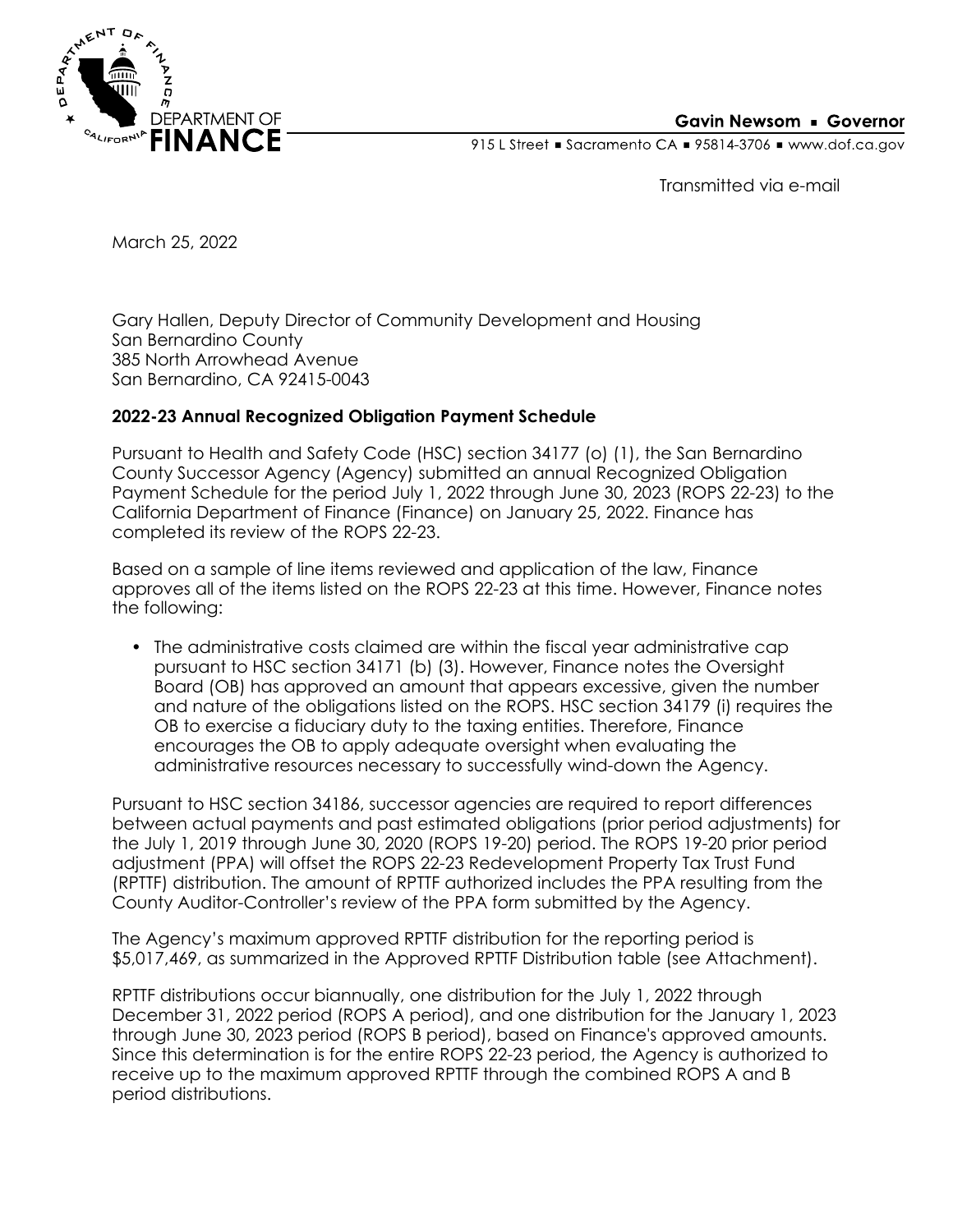DEPARTMENT OF FINANCE

**Gavin Newsom ▪ Governor**

915 L Street ▪ Sacramento CA ▪ 95814-3706 ▪ www.dof.ca.gov

Transmitted via e-mail

March 25, 2022

Gary Hallen, Deputy Director of Community Development and Housing
San Bernardino County
385 North Arrowhead Avenue
San Bernardino, CA 92415-0043

**2022-23 Annual Recognized Obligation Payment Schedule**

Pursuant to Health and Safety Code (HSC) section 34177 (o) (1), the San Bernardino County Successor Agency (Agency) submitted an annual Recognized Obligation Payment Schedule for the period July 1, 2022 through June 30, 2023 (ROPS 22-23) to the California Department of Finance (Finance) on January 25, 2022. Finance has completed its review of the ROPS 22-23.

Based on a sample of line items reviewed and application of the law, Finance approves all of the items listed on the ROPS 22-23 at this time. However, Finance notes the following:

- The administrative costs claimed are within the fiscal year administrative cap pursuant to HSC section 34171 (b) (3). However, Finance notes the Oversight Board (OB) has approved an amount that appears excessive, given the number and nature of the obligations listed on the ROPS. HSC section 34179 (i) requires the OB to exercise a fiduciary duty to the taxing entities. Therefore, Finance encourages the OB to apply adequate oversight when evaluating the administrative resources necessary to successfully wind-down the Agency.

Pursuant to HSC section 34186, successor agencies are required to report differences between actual payments and past estimated obligations (prior period adjustments) for the July 1, 2019 through June 30, 2020 (ROPS 19-20) period. The ROPS 19-20 prior period adjustment (PPA) will offset the ROPS 22-23 Redevelopment Property Tax Trust Fund (RPTTF) distribution. The amount of RPTTF authorized includes the PPA resulting from the County Auditor-Controller's review of the PPA form submitted by the Agency.

The Agency's maximum approved RPTTF distribution for the reporting period is $5,017,469, as summarized in the Approved RPTTF Distribution table (see Attachment).

RPTTF distributions occur biannually, one distribution for the July 1, 2022 through December 31, 2022 period (ROPS A period), and one distribution for the January 1, 2023 through June 30, 2023 period (ROPS B period), based on Finance's approved amounts. Since this determination is for the entire ROPS 22-23 period, the Agency is authorized to receive up to the maximum approved RPTTF through the combined ROPS A and B period distributions.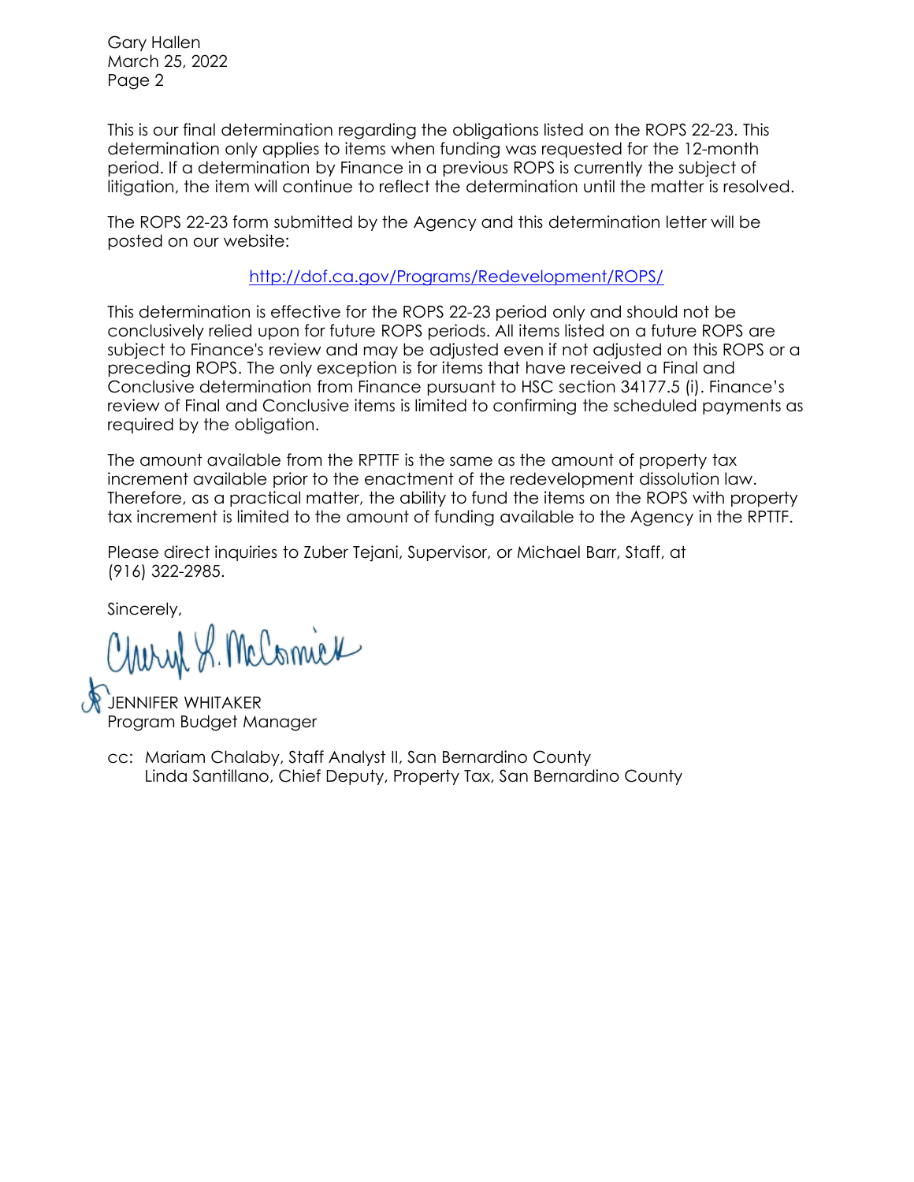Gary Hallen
March 25, 2022
Page 2

This is our final determination regarding the obligations listed on the ROPS 22-23. This determination only applies to items when funding was requested for the 12-month period. If a determination by Finance in a previous ROPS is currently the subject of litigation, the item will continue to reflect the determination until the matter is resolved.

The ROPS 22-23 form submitted by the Agency and this determination letter will be posted on our website:

http://dof.ca.gov/Programs/Redevelopment/ROPS/

This determination is effective for the ROPS 22-23 period only and should not be conclusively relied upon for future ROPS periods. All items listed on a future ROPS are subject to Finance's review and may be adjusted even if not adjusted on this ROPS or a preceding ROPS. The only exception is for items that have received a Final and Conclusive determination from Finance pursuant to HSC section 34177.5 (i). Finance's review of Final and Conclusive items is limited to confirming the scheduled payments as required by the obligation.

The amount available from the RPTTF is the same as the amount of property tax increment available prior to the enactment of the redevelopment dissolution law. Therefore, as a practical matter, the ability to fund the items on the ROPS with property tax increment is limited to the amount of funding available to the Agency in the RPTTF.

Please direct inquiries to Zuber Tejani, Supervisor, or Michael Barr, Staff, at (916) 322-2985.

Sincerely,

JENNIFER WHITAKER
Program Budget Manager

cc: Mariam Chalaby, Staff Analyst II, San Bernardino County
Linda Santillano, Chief Deputy, Property Tax, San Bernardino County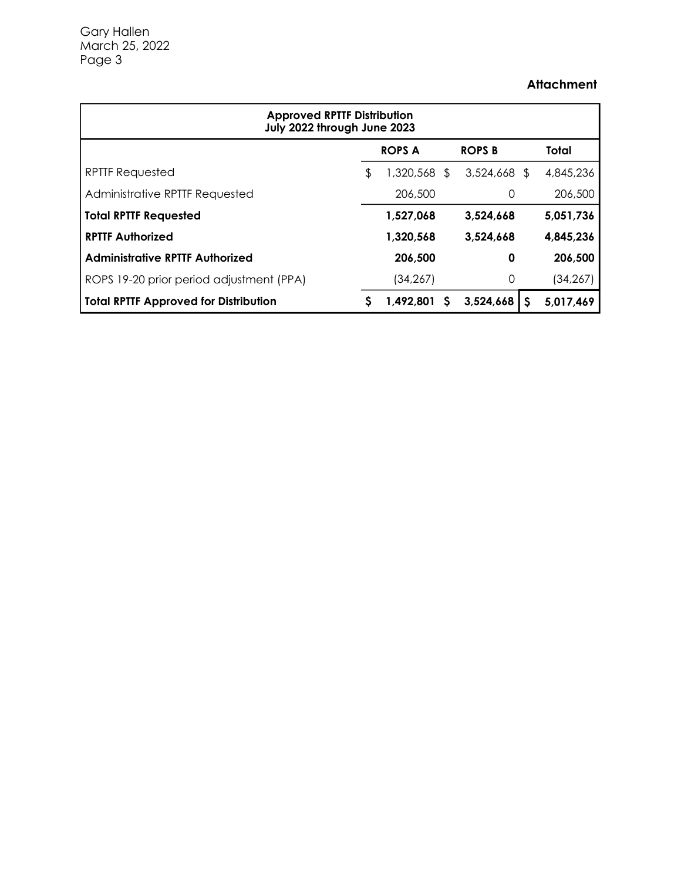**Attachment**

| Approved RPTTF Distribution July 2022 through June 2023 | | | |
|---|---|---|---|
| | **ROPS A** | **ROPS B** | **Total** |
| RPTTF Requested | $ 1,320,568 | $ 3,524,668 | $ 4,845,236 |
| Administrative RPTTF Requested | 206,500 | 0 | 206,500 |
| **Total RPTTF Requested** | **1,527,068** | **3,524,668** | **5,051,736** |
| **RPTTF Authorized** | **1,320,568** | **3,524,668** | **4,845,236** |
| **Administrative RPTTF Authorized** | **206,500** | **0** | **206,500** |
| ROPS 19-20 prior period adjustment (PPA) | (34,267) | 0 | (34,267) |
| **Total RPTTF Approved for Distribution** | **$ 1,492,801** | **$ 3,524,668** | **$ 5,017,469** |